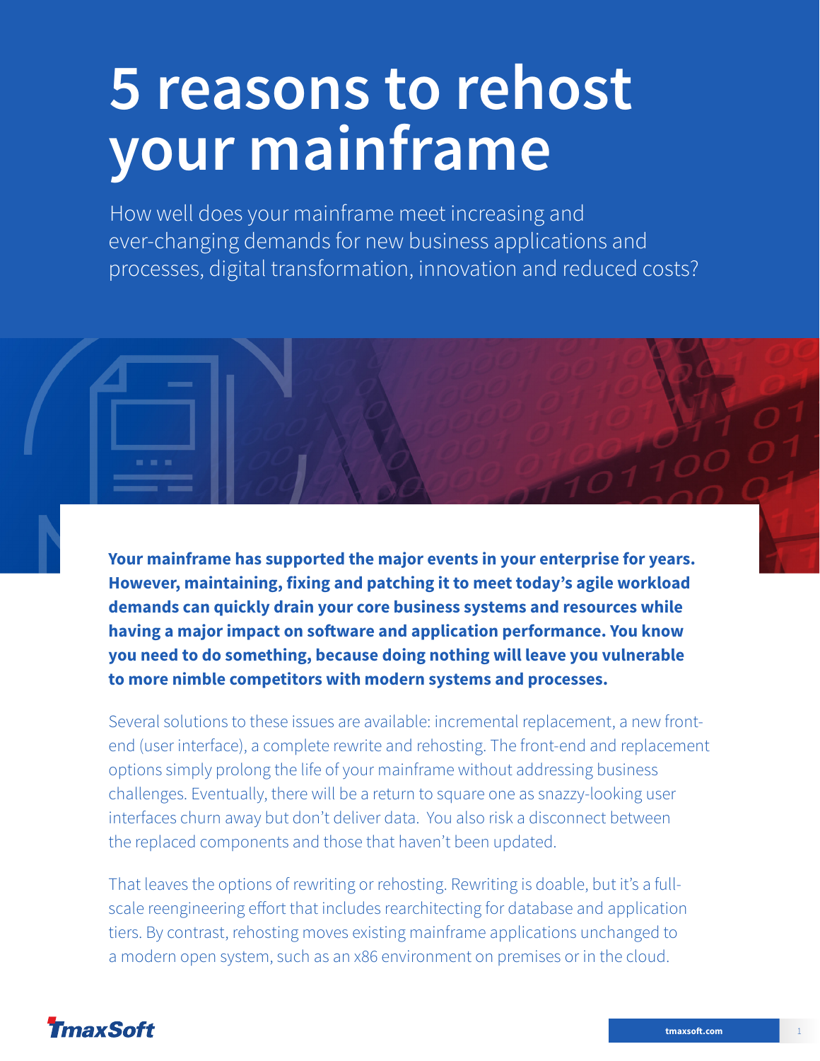# 5 reasons to rehost your mainframe

How well does your mainframe meet increasing and ever-changing demands for new business applications and processes, digital transformation, innovation and reduced costs?

**Your mainframe has supported the major events in your enterprise for years. However, maintaining, fixing and patching it to meet today's agile workload demands can quickly drain your core business systems and resources while having a major impact on software and application performance. You know you need to do something, because doing nothing will leave you vulnerable to more nimble competitors with modern systems and processes.**

Several solutions to these issues are available: incremental replacement, a new front-end (user interface), a complete rewrite and rehosting. The front-end and replacement options simply prolong the life of your mainframe without addressing business challenges. Eventually, there will be a return to square one as snazzy-looking user interfaces churn away but don't deliver data. You also risk a disconnect between the replaced components and those that haven't been updated.

That leaves the options of rewriting or rehosting. Rewriting is doable, but it's a full-scale reengineering effort that includes rearchitecting for database and application tiers. By contrast, rehosting moves existing mainframe applications unchanged to a modern open system, such as an x86 environment on premises or in the cloud.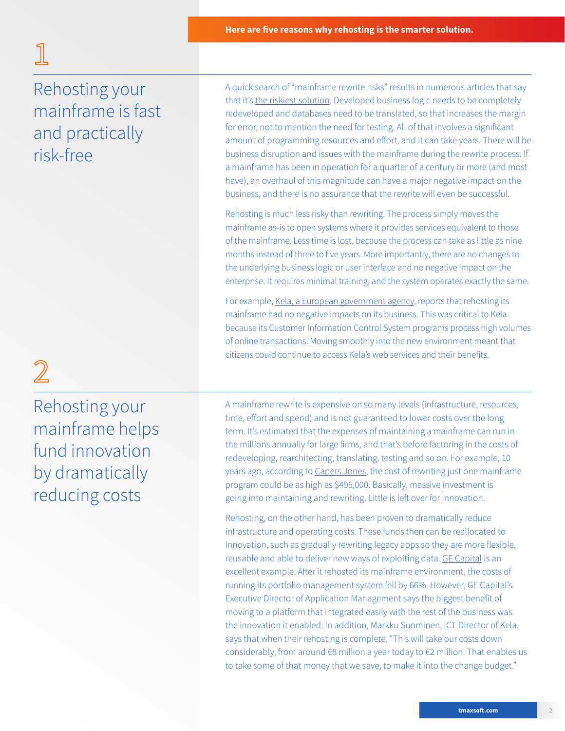**Here are five reasons why rehosting is the smarter solution.**

## 1

## Rehosting your mainframe is fast and practically risk-free

A quick search of "mainframe rewrite risks" results in numerous articles that say that it's the riskiest solution. Developed business logic needs to be completely redeveloped and databases need to be translated, so that increases the margin for error, not to mention the need for testing. All of that involves a significant amount of programming resources and effort, and it can take years. There will be business disruption and issues with the mainframe during the rewrite process. If a mainframe has been in operation for a quarter of a century or more (and most have), an overhaul of this magnitude can have a major negative impact on the business, and there is no assurance that the rewrite will even be successful.

Rehosting is much less risky than rewriting. The process simply moves the mainframe as-is to open systems where it provides services equivalent to those of the mainframe. Less time is lost, because the process can take as little as nine months instead of three to five years. More importantly, there are no changes to the underlying business logic or user interface and no negative impact on the enterprise. It requires minimal training, and the system operates exactly the same.

For example, Kela, a European government agency, reports that rehosting its mainframe had no negative impacts on its business. This was critical to Kela because its Customer Information Control System programs process high volumes of online transactions. Moving smoothly into the new environment meant that citizens could continue to access Kela's web services and their benefits.

## 2

## Rehosting your mainframe helps fund innovation by dramatically reducing costs

A mainframe rewrite is expensive on so many levels (infrastructure, resources, time, effort and spend) and is not guaranteed to lower costs over the long term. It's estimated that the expenses of maintaining a mainframe can run in the millions annually for large firms, and that's before factoring in the costs of redeveloping, rearchitecting, translating, testing and so on. For example, 10 years ago, according to Capers Jones, the cost of rewriting just one mainframe program could be as high as $495,000. Basically, massive investment is going into maintaining and rewriting. Little is left over for innovation.

Rehosting, on the other hand, has been proven to dramatically reduce infrastructure and operating costs. These funds then can be reallocated to innovation, such as gradually rewriting legacy apps so they are more flexible, reusable and able to deliver new ways of exploiting data. GE Capital is an excellent example. After it rehosted its mainframe environment, the costs of running its portfolio management system fell by 66%. However, GE Capital's Executive Director of Application Management says the biggest benefit of moving to a platform that integrated easily with the rest of the business was the innovation it enabled. In addition, Markku Suominen, ICT Director of Kela, says that when their rehosting is complete, "This will take our costs down considerably, from around €8 million a year today to €2 million. That enables us to take some of that money that we save, to make it into the change budget."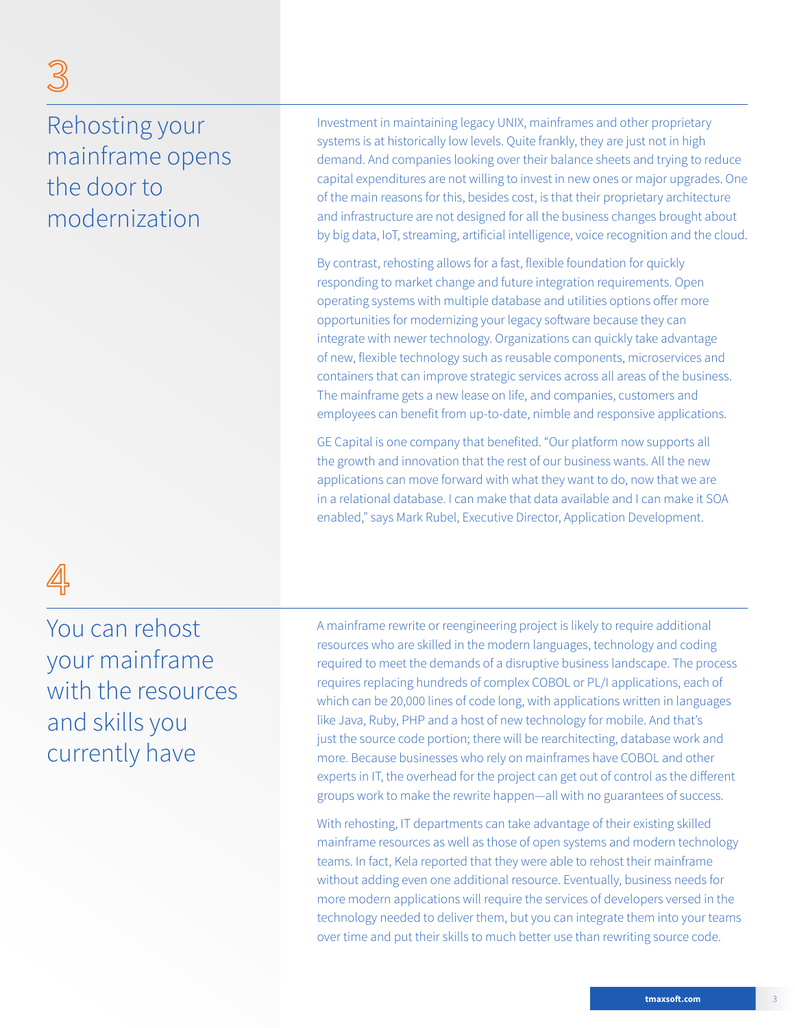## 3

## Rehosting your mainframe opens the door to modernization

Investment in maintaining legacy UNIX, mainframes and other proprietary systems is at historically low levels. Quite frankly, they are just not in high demand. And companies looking over their balance sheets and trying to reduce capital expenditures are not willing to invest in new ones or major upgrades. One of the main reasons for this, besides cost, is that their proprietary architecture and infrastructure are not designed for all the business changes brought about by big data, IoT, streaming, artificial intelligence, voice recognition and the cloud.

By contrast, rehosting allows for a fast, flexible foundation for quickly responding to market change and future integration requirements. Open operating systems with multiple database and utilities options offer more opportunities for modernizing your legacy software because they can integrate with newer technology. Organizations can quickly take advantage of new, flexible technology such as reusable components, microservices and containers that can improve strategic services across all areas of the business. The mainframe gets a new lease on life, and companies, customers and employees can benefit from up-to-date, nimble and responsive applications.

GE Capital is one company that benefited. "Our platform now supports all the growth and innovation that the rest of our business wants. All the new applications can move forward with what they want to do, now that we are in a relational database. I can make that data available and I can make it SOA enabled," says Mark Rubel, Executive Director, Application Development.

## 4

## You can rehost your mainframe with the resources and skills you currently have

A mainframe rewrite or reengineering project is likely to require additional resources who are skilled in the modern languages, technology and coding required to meet the demands of a disruptive business landscape. The process requires replacing hundreds of complex COBOL or PL/I applications, each of which can be 20,000 lines of code long, with applications written in languages like Java, Ruby, PHP and a host of new technology for mobile. And that's just the source code portion; there will be rearchitecting, database work and more. Because businesses who rely on mainframes have COBOL and other experts in IT, the overhead for the project can get out of control as the different groups work to make the rewrite happen—all with no guarantees of success.

With rehosting, IT departments can take advantage of their existing skilled mainframe resources as well as those of open systems and modern technology teams. In fact, Kela reported that they were able to rehost their mainframe without adding even one additional resource. Eventually, business needs for more modern applications will require the services of developers versed in the technology needed to deliver them, but you can integrate them into your teams over time and put their skills to much better use than rewriting source code.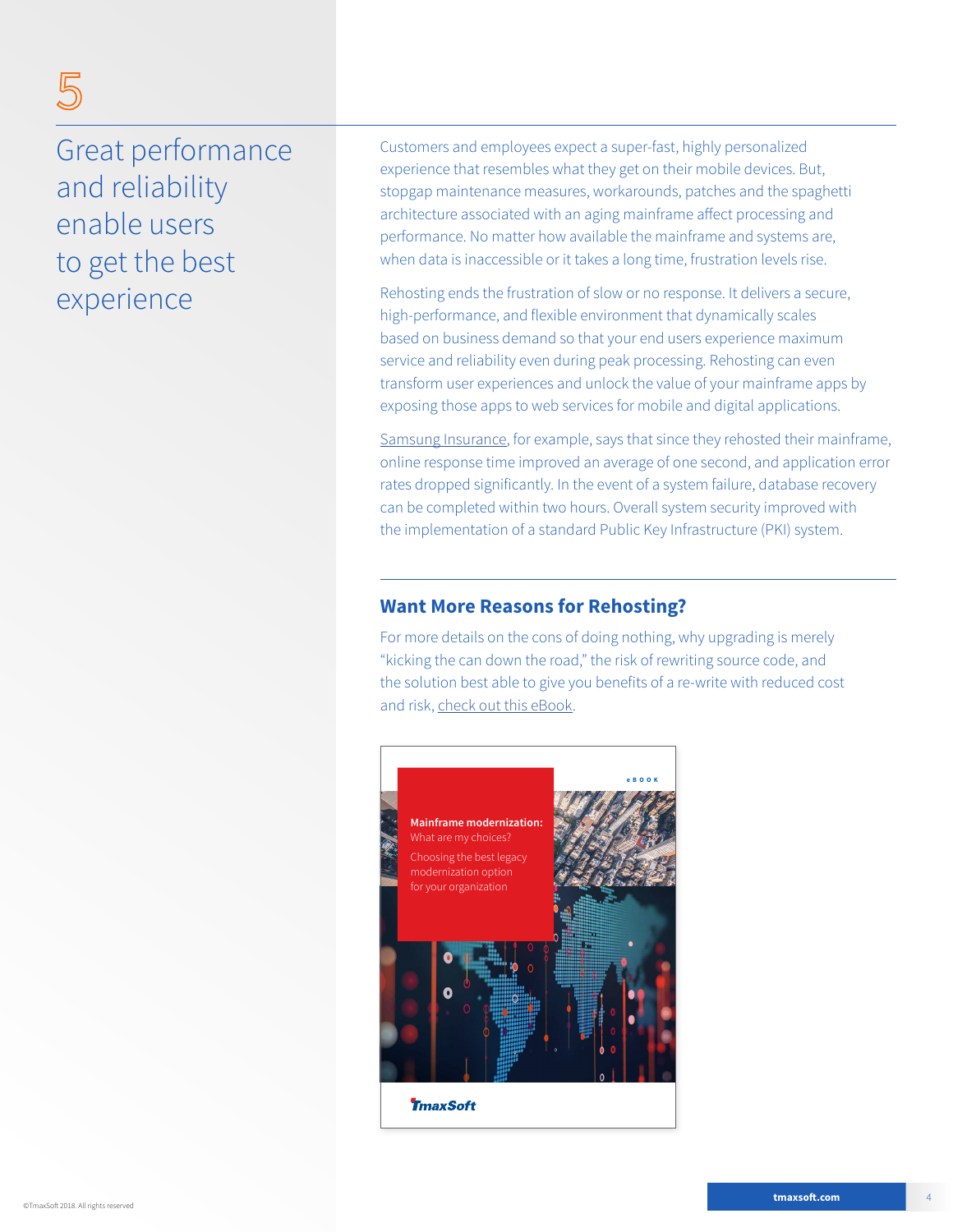# 5

## Great performance and reliability enable users to get the best experience

Customers and employees expect a super-fast, highly personalized experience that resembles what they get on their mobile devices. But, stopgap maintenance measures, workarounds, patches and the spaghetti architecture associated with an aging mainframe affect processing and performance. No matter how available the mainframe and systems are, when data is inaccessible or it takes a long time, frustration levels rise.

Rehosting ends the frustration of slow or no response. It delivers a secure, high-performance, and flexible environment that dynamically scales based on business demand so that your end users experience maximum service and reliability even during peak processing. Rehosting can even transform user experiences and unlock the value of your mainframe apps by exposing those apps to web services for mobile and digital applications.

Samsung Insurance, for example, says that since they rehosted their mainframe, online response time improved an average of one second, and application error rates dropped significantly. In the event of a system failure, database recovery can be completed within two hours. Overall system security improved with the implementation of a standard Public Key Infrastructure (PKI) system.

### Want More Reasons for Rehosting?

For more details on the cons of doing nothing, why upgrading is merely "kicking the can down the road," the risk of rewriting source code, and the solution best able to give you benefits of a re-write with reduced cost and risk, check out this eBook.

eBOOK

**Mainframe modernization:**
What are my choices?

Choosing the best legacy modernization option for your organization

TmaxSoft

©TmaxSoft 2018. All rights reserved

tmaxsoft.com